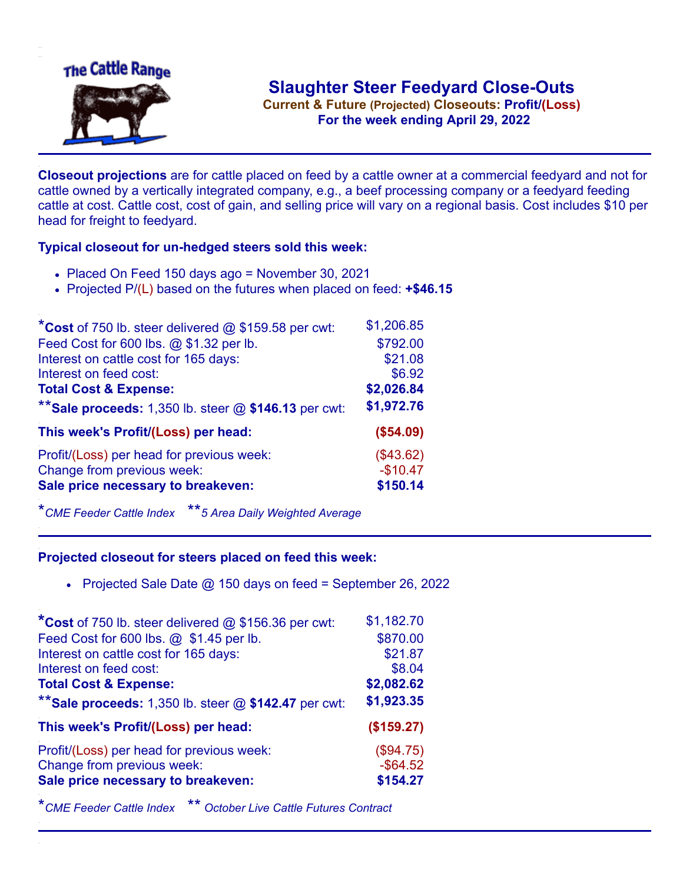The Cattle Range

# Slaughter Steer Feedyard Close-Outs

**Current & Future (Projected) Closeouts: Profit/(Loss)**

**For the week ending April 29, 2022**

---

**Closeout projections** are for cattle placed on feed by a cattle owner at a commercial feedyard and not for cattle owned by a vertically integrated company, e.g., a beef processing company or a feedyard feeding cattle at cost. Cattle cost, cost of gain, and selling price will vary on a regional basis. Cost includes $10 per head for freight to feedyard.

### Typical closeout for un-hedged steers sold this week:

- Placed On Feed 150 days ago = November 30, 2021
- Projected P/(L) based on the futures when placed on feed: **+$46.15**

| | |
|---|---|
| ***Cost** of 750 lb. steer delivered @ $159.58 per cwt: | $1,206.85 |
| Feed Cost for 600 lbs. @ $1.32 per lb. | $792.00 |
| Interest on cattle cost for 165 days: | $21.08 |
| Interest on feed cost: | $6.92 |
| **Total Cost & Expense:** | **$2,026.84** |
| ****Sale proceeds:** 1,350 lb. steer @ **$146.13** per cwt: | **$1,972.76** |
| **This week's Profit/(Loss) per head:** | **($54.09)** |
| Profit/(Loss) per head for previous week: | ($43.62) |
| Change from previous week: | -$10.47 |
| **Sale price necessary to breakeven:** | **$150.14** |

*\*CME Feeder Cattle Index* *\*\*5 Area Daily Weighted Average*

---

### Projected closeout for steers placed on feed this week:

- Projected Sale Date @ 150 days on feed = September 26, 2022

| | |
|---|---|
| ***Cost** of 750 lb. steer delivered @ $156.36 per cwt: | $1,182.70 |
| Feed Cost for 600 lbs. @ $1.45 per lb. | $870.00 |
| Interest on cattle cost for 165 days: | $21.87 |
| Interest on feed cost: | $8.04 |
| **Total Cost & Expense:** | **$2,082.62** |
| ****Sale proceeds:** 1,350 lb. steer @ **$142.47** per cwt: | **$1,923.35** |
| **This week's Profit/(Loss) per head:** | **($159.27)** |
| Profit/(Loss) per head for previous week: | ($94.75) |
| Change from previous week: | -$64.52 |
| **Sale price necessary to breakeven:** | **$154.27** |

*\*CME Feeder Cattle Index* *\*\* October Live Cattle Futures Contract*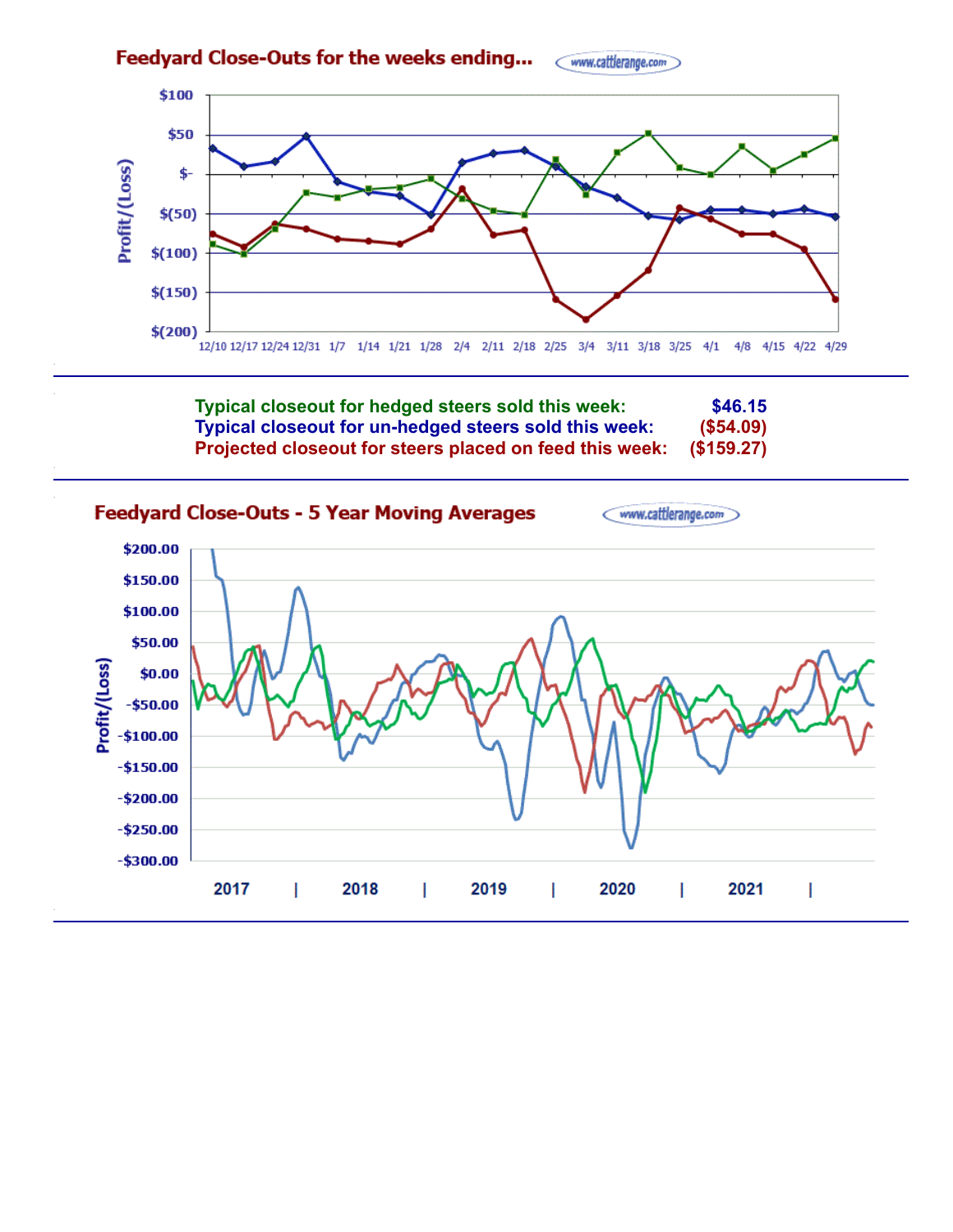## Feedyard Close-Outs for the weeks ending...

www.cattlerange.com

Profit/(Loss)

$100
$50
$-
$(50)
$(100)
$(150)
$(200)

12/10 12/17 12/24 12/31 1/7 1/14 1/21 1/28 2/4 2/11 2/18 2/25 3/4 3/11 3/18 3/25 4/1 4/8 4/15 4/22 4/29

---

| | |
|---|---|
| Typical closeout for hedged steers sold this week: | $46.15 |
| Typical closeout for un-hedged steers sold this week: | ($54.09) |
| Projected closeout for steers placed on feed this week: | ($159.27) |

---

## Feedyard Close-Outs - 5 Year Moving Averages

www.cattlerange.com

Profit/(Loss)

$200.00
$150.00
$100.00
$50.00
$0.00
-$50.00
-$100.00
-$150.00
-$200.00
-$250.00
-$300.00

2017 | 2018 | 2019 | 2020 | 2021 |